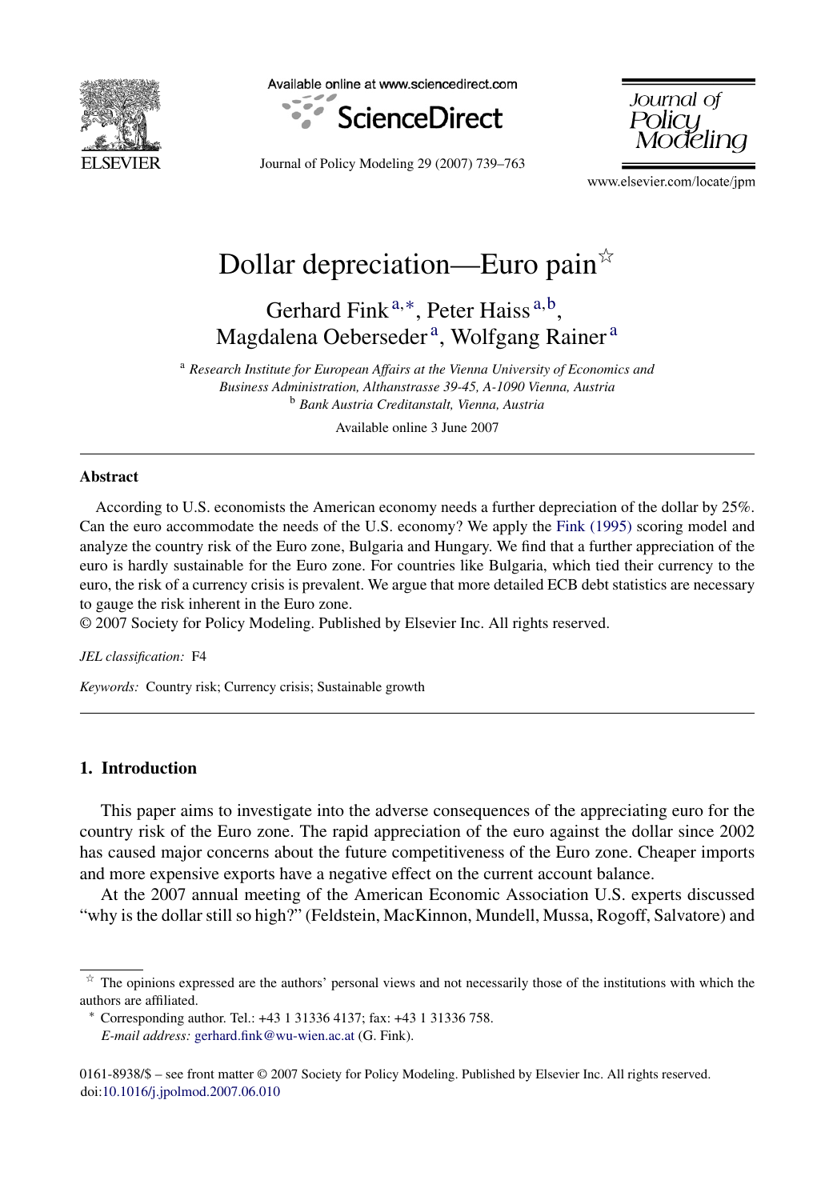# Dollar depreciation—Euro pain[☆]

Gerhard Fink[a,*], Peter Haiss[a,b], Magdalena Oeberseder[a], Wolfgang Rainer[a]

[a] *Research Institute for European Affairs at the Vienna University of Economics and Business Administration, Althanstrasse 39-45, A-1090 Vienna, Austria*
[b] *Bank Austria Creditanstalt, Vienna, Austria*

Available online 3 June 2007

## Abstract

According to U.S. economists the American economy needs a further depreciation of the dollar by 25%. Can the euro accommodate the needs of the U.S. economy? We apply the Fink (1995) scoring model and analyze the country risk of the Euro zone, Bulgaria and Hungary. We find that a further appreciation of the euro is hardly sustainable for the Euro zone. For countries like Bulgaria, which tied their currency to the euro, the risk of a currency crisis is prevalent. We argue that more detailed ECB debt statistics are necessary to gauge the risk inherent in the Euro zone.
© 2007 Society for Policy Modeling. Published by Elsevier Inc. All rights reserved.

*JEL classification:* F4

*Keywords:* Country risk; Currency crisis; Sustainable growth

## 1. Introduction

This paper aims to investigate into the adverse consequences of the appreciating euro for the country risk of the Euro zone. The rapid appreciation of the euro against the dollar since 2002 has caused major concerns about the future competitiveness of the Euro zone. Cheaper imports and more expensive exports have a negative effect on the current account balance.

At the 2007 annual meeting of the American Economic Association U.S. experts discussed "why is the dollar still so high?" (Feldstein, MacKinnon, Mundell, Mussa, Rogoff, Salvatore) and

[☆] The opinions expressed are the authors' personal views and not necessarily those of the institutions with which the authors are affiliated.

[*] Corresponding author. Tel.: +43 1 31336 4137; fax: +43 1 31336 758.
*E-mail address:* gerhard.fink@wu-wien.ac.at (G. Fink).

0161-8938/$ – see front matter © 2007 Society for Policy Modeling. Published by Elsevier Inc. All rights reserved.
doi:10.1016/j.jpolmod.2007.06.010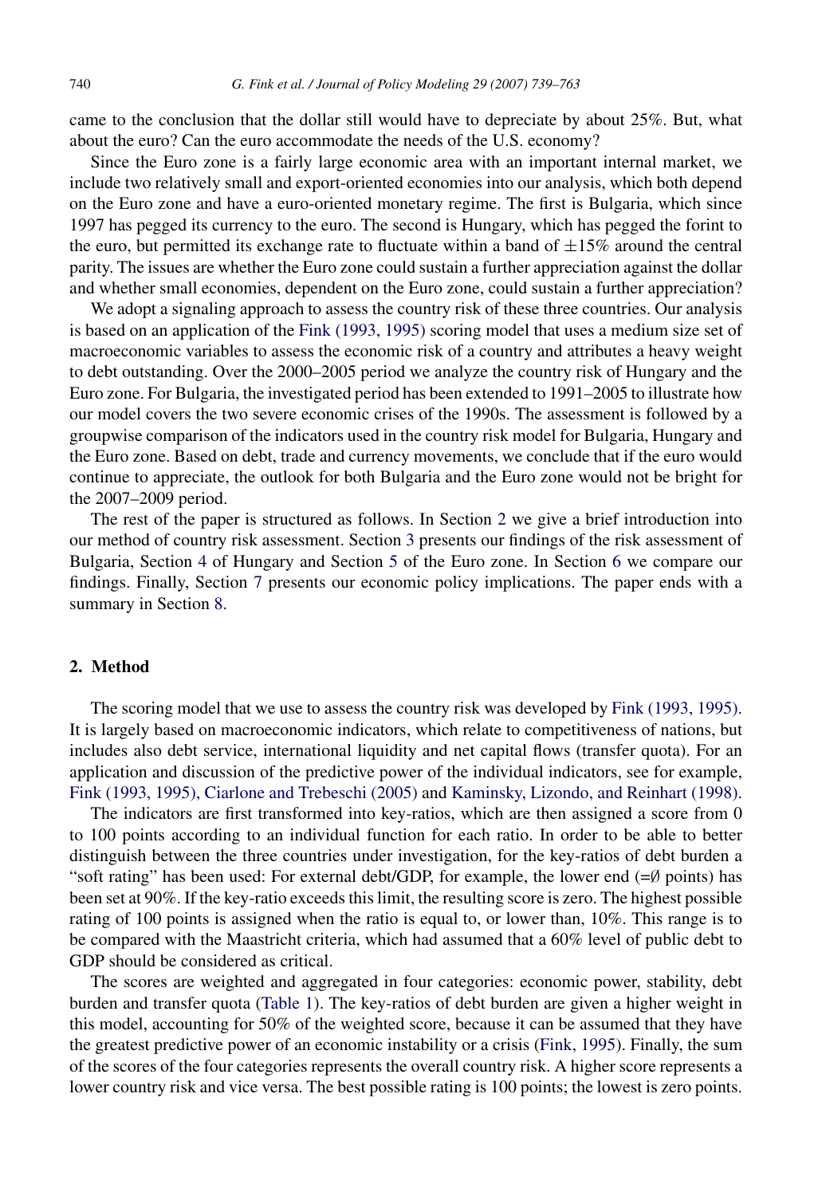came to the conclusion that the dollar still would have to depreciate by about 25%. But, what about the euro? Can the euro accommodate the needs of the U.S. economy?

Since the Euro zone is a fairly large economic area with an important internal market, we include two relatively small and export-oriented economies into our analysis, which both depend on the Euro zone and have a euro-oriented monetary regime. The first is Bulgaria, which since 1997 has pegged its currency to the euro. The second is Hungary, which has pegged the forint to the euro, but permitted its exchange rate to fluctuate within a band of ±15% around the central parity. The issues are whether the Euro zone could sustain a further appreciation against the dollar and whether small economies, dependent on the Euro zone, could sustain a further appreciation?

We adopt a signaling approach to assess the country risk of these three countries. Our analysis is based on an application of the Fink (1993, 1995) scoring model that uses a medium size set of macroeconomic variables to assess the economic risk of a country and attributes a heavy weight to debt outstanding. Over the 2000–2005 period we analyze the country risk of Hungary and the Euro zone. For Bulgaria, the investigated period has been extended to 1991–2005 to illustrate how our model covers the two severe economic crises of the 1990s. The assessment is followed by a groupwise comparison of the indicators used in the country risk model for Bulgaria, Hungary and the Euro zone. Based on debt, trade and currency movements, we conclude that if the euro would continue to appreciate, the outlook for both Bulgaria and the Euro zone would not be bright for the 2007–2009 period.

The rest of the paper is structured as follows. In Section 2 we give a brief introduction into our method of country risk assessment. Section 3 presents our findings of the risk assessment of Bulgaria, Section 4 of Hungary and Section 5 of the Euro zone. In Section 6 we compare our findings. Finally, Section 7 presents our economic policy implications. The paper ends with a summary in Section 8.

## 2. Method

The scoring model that we use to assess the country risk was developed by Fink (1993, 1995). It is largely based on macroeconomic indicators, which relate to competitiveness of nations, but includes also debt service, international liquidity and net capital flows (transfer quota). For an application and discussion of the predictive power of the individual indicators, see for example, Fink (1993, 1995), Ciarlone and Trebeschi (2005) and Kaminsky, Lizondo, and Reinhart (1998).

The indicators are first transformed into key-ratios, which are then assigned a score from 0 to 100 points according to an individual function for each ratio. In order to be able to better distinguish between the three countries under investigation, for the key-ratios of debt burden a "soft rating" has been used: For external debt/GDP, for example, the lower end (=∅ points) has been set at 90%. If the key-ratio exceeds this limit, the resulting score is zero. The highest possible rating of 100 points is assigned when the ratio is equal to, or lower than, 10%. This range is to be compared with the Maastricht criteria, which had assumed that a 60% level of public debt to GDP should be considered as critical.

The scores are weighted and aggregated in four categories: economic power, stability, debt burden and transfer quota (Table 1). The key-ratios of debt burden are given a higher weight in this model, accounting for 50% of the weighted score, because it can be assumed that they have the greatest predictive power of an economic instability or a crisis (Fink, 1995). Finally, the sum of the scores of the four categories represents the overall country risk. A higher score represents a lower country risk and vice versa. The best possible rating is 100 points; the lowest is zero points.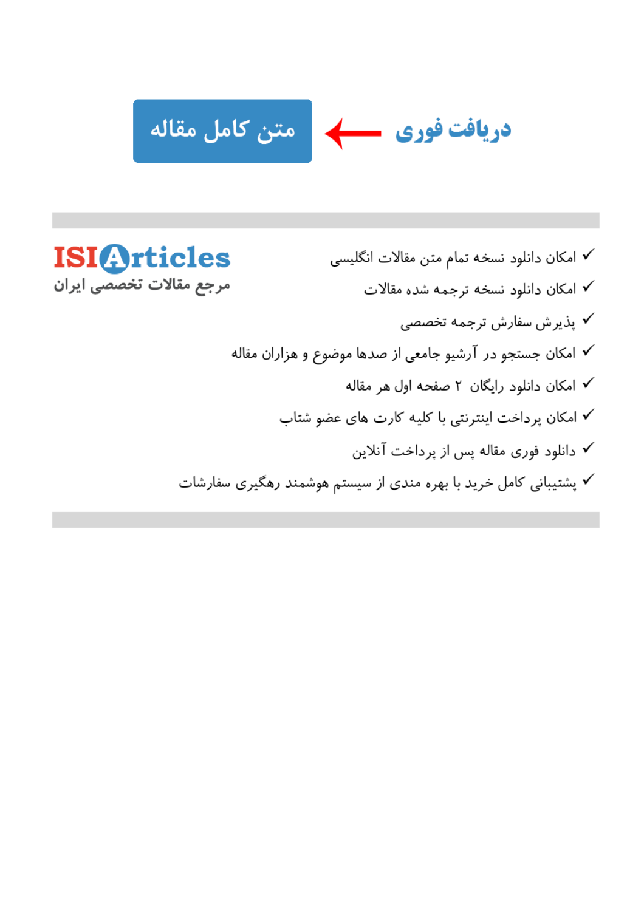دریافت فوری ← **متن کامل مقاله**

**ISIArticles**
مرجع مقالات تخصصی ایران

- ✓ امکان دانلود نسخه تمام متن مقالات انگلیسی
- ✓ امکان دانلود نسخه ترجمه شده مقالات
- ✓ پذیرش سفارش ترجمه تخصصی
- ✓ امکان جستجو در آرشیو جامعی از صدها موضوع و هزاران مقاله
- ✓ امکان دانلود رایگان ۲ صفحه اول هر مقاله
- ✓ امکان پرداخت اینترنتی با کلیه کارت های عضو شتاب
- ✓ دانلود فوری مقاله پس از پرداخت آنلاین
- ✓ پشتیبانی کامل خرید با بهره مندی از سیستم هوشمند رهگیری سفارشات